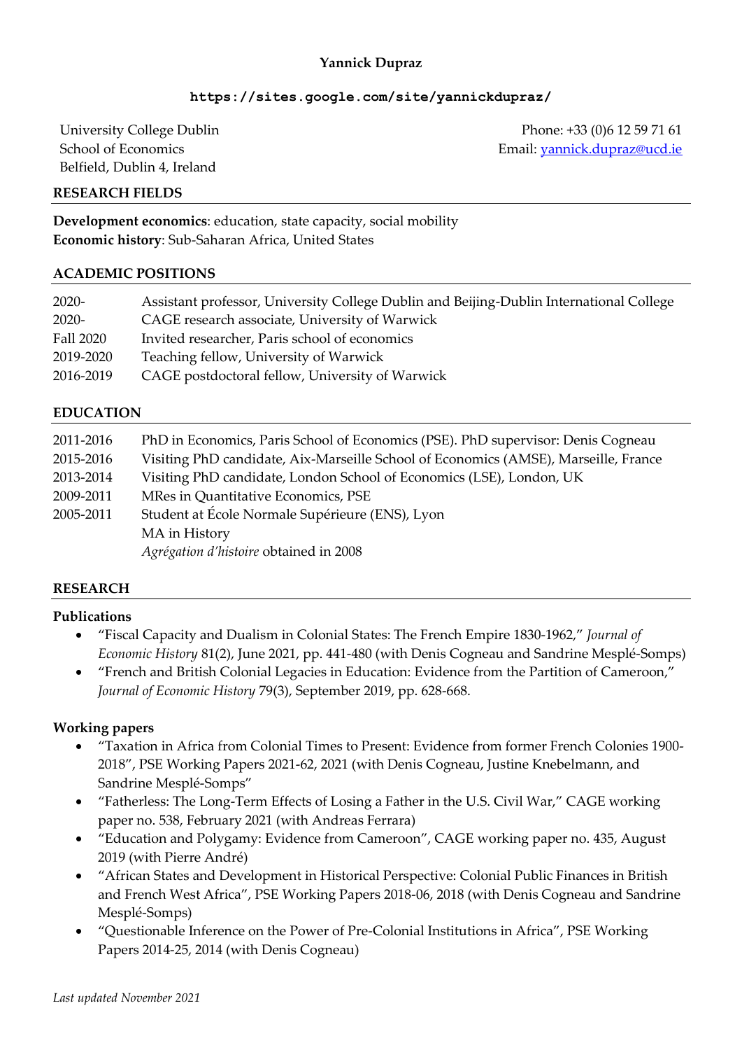**Yannick Dupraz**

**https://sites.google.com/site/yannickdupraz/**

University College Dublin
School of Economics
Belfield, Dublin 4, Ireland

Phone: +33 (0)6 12 59 71 61
Email: yannick.dupraz@ucd.ie

## RESEARCH FIELDS

**Development economics**: education, state capacity, social mobility
**Economic history**: Sub-Saharan Africa, United States

## ACADEMIC POSITIONS

| | |
|---|---|
| 2020- | Assistant professor, University College Dublin and Beijing-Dublin International College |
| 2020- | CAGE research associate, University of Warwick |
| Fall 2020 | Invited researcher, Paris school of economics |
| 2019-2020 | Teaching fellow, University of Warwick |
| 2016-2019 | CAGE postdoctoral fellow, University of Warwick |

## EDUCATION

| | |
|---|---|
| 2011-2016 | PhD in Economics, Paris School of Economics (PSE). PhD supervisor: Denis Cogneau |
| 2015-2016 | Visiting PhD candidate, Aix-Marseille School of Economics (AMSE), Marseille, France |
| 2013-2014 | Visiting PhD candidate, London School of Economics (LSE), London, UK |
| 2009-2011 | MRes in Quantitative Economics, PSE |
| 2005-2011 | Student at École Normale Supérieure (ENS), Lyon<br>MA in History<br>*Agrégation d'histoire* obtained in 2008 |

## RESEARCH

### Publications

- "Fiscal Capacity and Dualism in Colonial States: The French Empire 1830-1962," *Journal of Economic History* 81(2), June 2021, pp. 441-480 (with Denis Cogneau and Sandrine Mesplé-Somps)
- "French and British Colonial Legacies in Education: Evidence from the Partition of Cameroon," *Journal of Economic History* 79(3), September 2019, pp. 628-668.

### Working papers

- "Taxation in Africa from Colonial Times to Present: Evidence from former French Colonies 1900-2018", PSE Working Papers 2021-62, 2021 (with Denis Cogneau, Justine Knebelmann, and Sandrine Mesplé-Somps"
- "Fatherless: The Long-Term Effects of Losing a Father in the U.S. Civil War," CAGE working paper no. 538, February 2021 (with Andreas Ferrara)
- "Education and Polygamy: Evidence from Cameroon", CAGE working paper no. 435, August 2019 (with Pierre André)
- "African States and Development in Historical Perspective: Colonial Public Finances in British and French West Africa", PSE Working Papers 2018-06, 2018 (with Denis Cogneau and Sandrine Mesplé-Somps)
- "Questionable Inference on the Power of Pre-Colonial Institutions in Africa", PSE Working Papers 2014-25, 2014 (with Denis Cogneau)

*Last updated November 2021*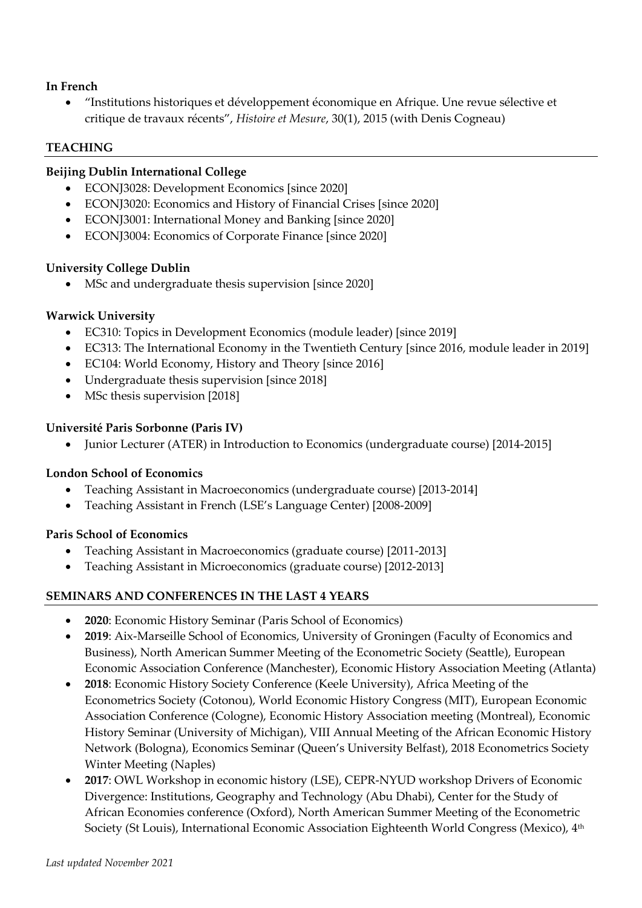**In French**

- "Institutions historiques et développement économique en Afrique. Une revue sélective et critique de travaux récents", *Histoire et Mesure*, 30(1), 2015 (with Denis Cogneau)

## TEACHING

**Beijing Dublin International College**

- ECONJ3028: Development Economics [since 2020]
- ECONJ3020: Economics and History of Financial Crises [since 2020]
- ECONJ3001: International Money and Banking [since 2020]
- ECONJ3004: Economics of Corporate Finance [since 2020]

**University College Dublin**

- MSc and undergraduate thesis supervision [since 2020]

**Warwick University**

- EC310: Topics in Development Economics (module leader) [since 2019]
- EC313: The International Economy in the Twentieth Century [since 2016, module leader in 2019]
- EC104: World Economy, History and Theory [since 2016]
- Undergraduate thesis supervision [since 2018]
- MSc thesis supervision [2018]

**Université Paris Sorbonne (Paris IV)**

- Junior Lecturer (ATER) in Introduction to Economics (undergraduate course) [2014-2015]

**London School of Economics**

- Teaching Assistant in Macroeconomics (undergraduate course) [2013-2014]
- Teaching Assistant in French (LSE's Language Center) [2008-2009]

**Paris School of Economics**

- Teaching Assistant in Macroeconomics (graduate course) [2011-2013]
- Teaching Assistant in Microeconomics (graduate course) [2012-2013]

## SEMINARS AND CONFERENCES IN THE LAST 4 YEARS

- **2020**: Economic History Seminar (Paris School of Economics)
- **2019**: Aix-Marseille School of Economics, University of Groningen (Faculty of Economics and Business), North American Summer Meeting of the Econometric Society (Seattle), European Economic Association Conference (Manchester), Economic History Association Meeting (Atlanta)
- **2018**: Economic History Society Conference (Keele University), Africa Meeting of the Econometrics Society (Cotonou), World Economic History Congress (MIT), European Economic Association Conference (Cologne), Economic History Association meeting (Montreal), Economic History Seminar (University of Michigan), VIII Annual Meeting of the African Economic History Network (Bologna), Economics Seminar (Queen's University Belfast), 2018 Econometrics Society Winter Meeting (Naples)
- **2017**: OWL Workshop in economic history (LSE), CEPR-NYUD workshop Drivers of Economic Divergence: Institutions, Geography and Technology (Abu Dhabi), Center for the Study of African Economies conference (Oxford), North American Summer Meeting of the Econometric Society (St Louis), International Economic Association Eighteenth World Congress (Mexico), 4th

*Last updated November 2021*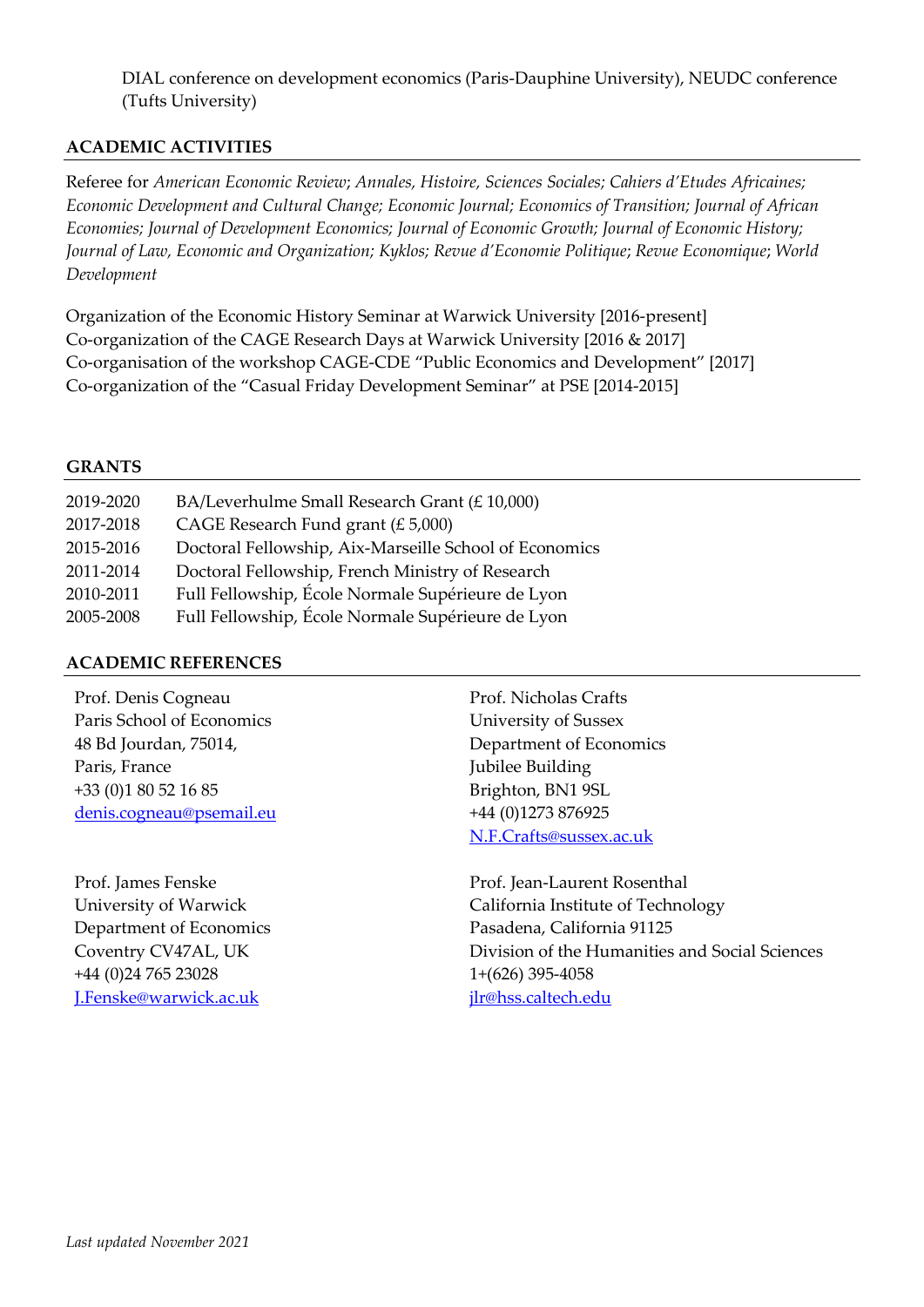DIAL conference on development economics (Paris-Dauphine University), NEUDC conference (Tufts University)

## ACADEMIC ACTIVITIES

Referee for *American Economic Review*; *Annales, Histoire, Sciences Sociales; Cahiers d'Etudes Africaines; Economic Development and Cultural Change; Economic Journal; Economics of Transition; Journal of African Economies; Journal of Development Economics; Journal of Economic Growth; Journal of Economic History; Journal of Law, Economic and Organization; Kyklos; Revue d'Economie Politique*; *Revue Economique*; *World Development*

Organization of the Economic History Seminar at Warwick University [2016-present]
Co-organization of the CAGE Research Days at Warwick University [2016 & 2017]
Co-organisation of the workshop CAGE-CDE "Public Economics and Development" [2017]
Co-organization of the "Casual Friday Development Seminar" at PSE [2014-2015]

## GRANTS

| | |
|---|---|
| 2019-2020 | BA/Leverhulme Small Research Grant (£ 10,000) |
| 2017-2018 | CAGE Research Fund grant (£ 5,000) |
| 2015-2016 | Doctoral Fellowship, Aix-Marseille School of Economics |
| 2011-2014 | Doctoral Fellowship, French Ministry of Research |
| 2010-2011 | Full Fellowship, École Normale Supérieure de Lyon |
| 2005-2008 | Full Fellowship, École Normale Supérieure de Lyon |

## ACADEMIC REFERENCES

Prof. Denis Cogneau
Paris School of Economics
48 Bd Jourdan, 75014,
Paris, France
+33 (0)1 80 52 16 85
denis.cogneau@psemail.eu

Prof. Nicholas Crafts
University of Sussex
Department of Economics
Jubilee Building
Brighton, BN1 9SL
+44 (0)1273 876925
N.F.Crafts@sussex.ac.uk

Prof. James Fenske
University of Warwick
Department of Economics
Coventry CV47AL, UK
+44 (0)24 765 23028
J.Fenske@warwick.ac.uk

Prof. Jean-Laurent Rosenthal
California Institute of Technology
Pasadena, California 91125
Division of the Humanities and Social Sciences
1+(626) 395-4058
jlr@hss.caltech.edu

*Last updated November 2021*